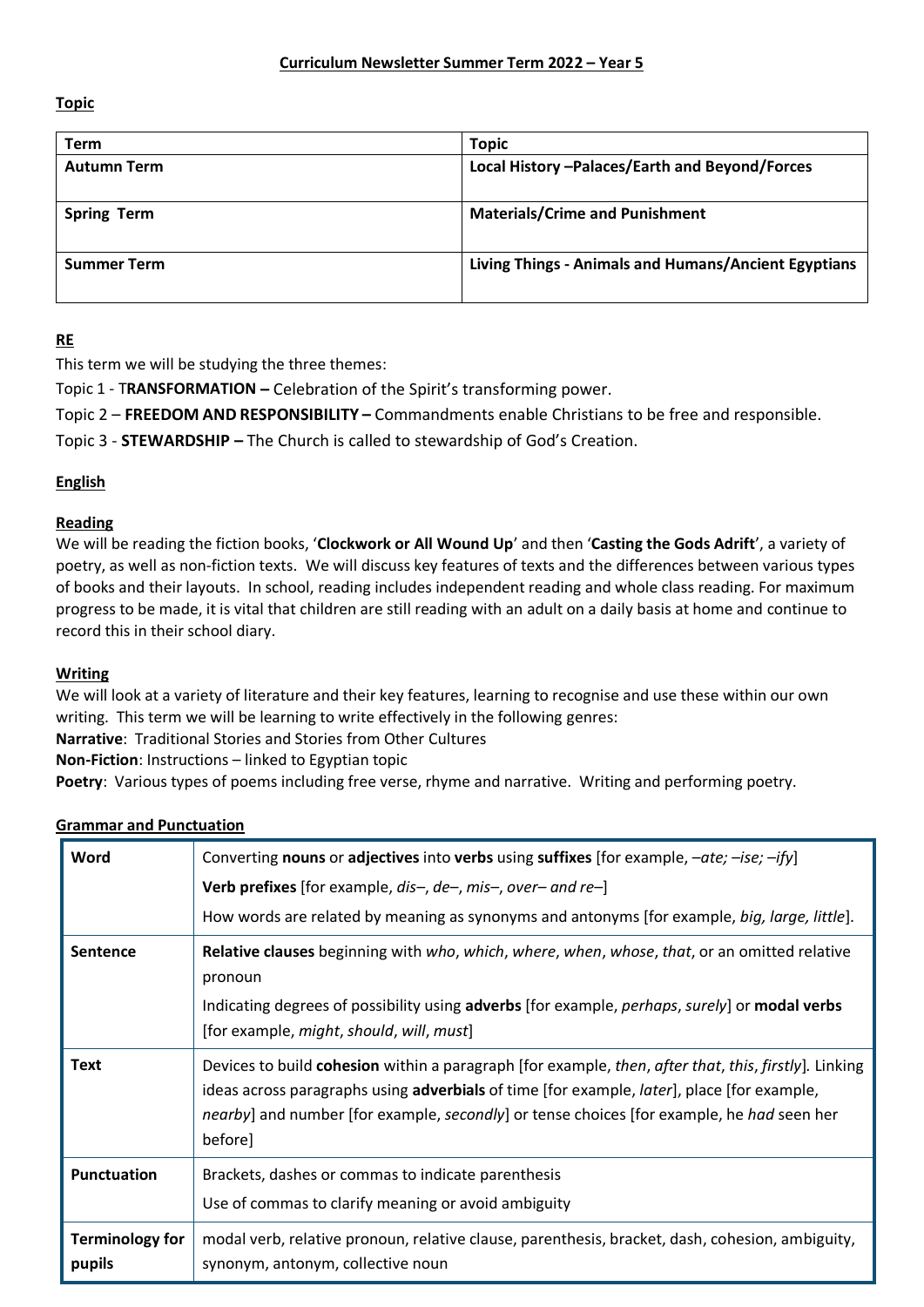# Curriculum Newsletter Summer Term 2022 – Year 5

## Topic

| Term | Topic |
| --- | --- |
| **Autumn Term** | **Local History –Palaces/Earth and Beyond/Forces** |
| **Spring Term** | **Materials/Crime and Punishment** |
| **Summer Term** | **Living Things - Animals and Humans/Ancient Egyptians** |

## RE

This term we will be studying the three themes:

Topic 1 - T**RANSFORMATION –** Celebration of the Spirit's transforming power.

Topic 2 – **FREEDOM AND RESPONSIBILITY –** Commandments enable Christians to be free and responsible.

Topic 3 - **STEWARDSHIP –** The Church is called to stewardship of God's Creation.

## English

### Reading

We will be reading the fiction books, '**Clockwork or All Wound Up**' and then '**Casting the Gods Adrift**', a variety of poetry, as well as non-fiction texts. We will discuss key features of texts and the differences between various types of books and their layouts. In school, reading includes independent reading and whole class reading. For maximum progress to be made, it is vital that children are still reading with an adult on a daily basis at home and continue to record this in their school diary.

### Writing

We will look at a variety of literature and their key features, learning to recognise and use these within our own writing. This term we will be learning to write effectively in the following genres:

**Narrative**: Traditional Stories and Stories from Other Cultures

**Non-Fiction**: Instructions – linked to Egyptian topic

**Poetry**: Various types of poems including free verse, rhyme and narrative. Writing and performing poetry.

### Grammar and Punctuation

| | |
| --- | --- |
| **Word** | Converting **nouns** or **adjectives** into **verbs** using **suffixes** [for example, *–ate; –ise; –ify*]<br>**Verb prefixes** [for example, *dis–*, *de–*, *mis–*, *over– and re–*]<br>How words are related by meaning as synonyms and antonyms [for example, *big, large, little*]. |
| **Sentence** | **Relative clauses** beginning with *who*, *which*, *where*, *when*, *whose*, *that*, or an omitted relative pronoun<br>Indicating degrees of possibility using **adverbs** [for example, *perhaps*, *surely*] or **modal verbs** [for example, *might*, *should*, *will*, *must*] |
| **Text** | Devices to build **cohesion** within a paragraph [for example, *then*, *after that*, *this*, *firstly*]. Linking ideas across paragraphs using **adverbials** of time [for example, *later*], place [for example, *nearby*] and number [for example, *secondly*] or tense choices [for example, he *had* seen her before] |
| **Punctuation** | Brackets, dashes or commas to indicate parenthesis<br>Use of commas to clarify meaning or avoid ambiguity |
| **Terminology for pupils** | modal verb, relative pronoun, relative clause, parenthesis, bracket, dash, cohesion, ambiguity, synonym, antonym, collective noun |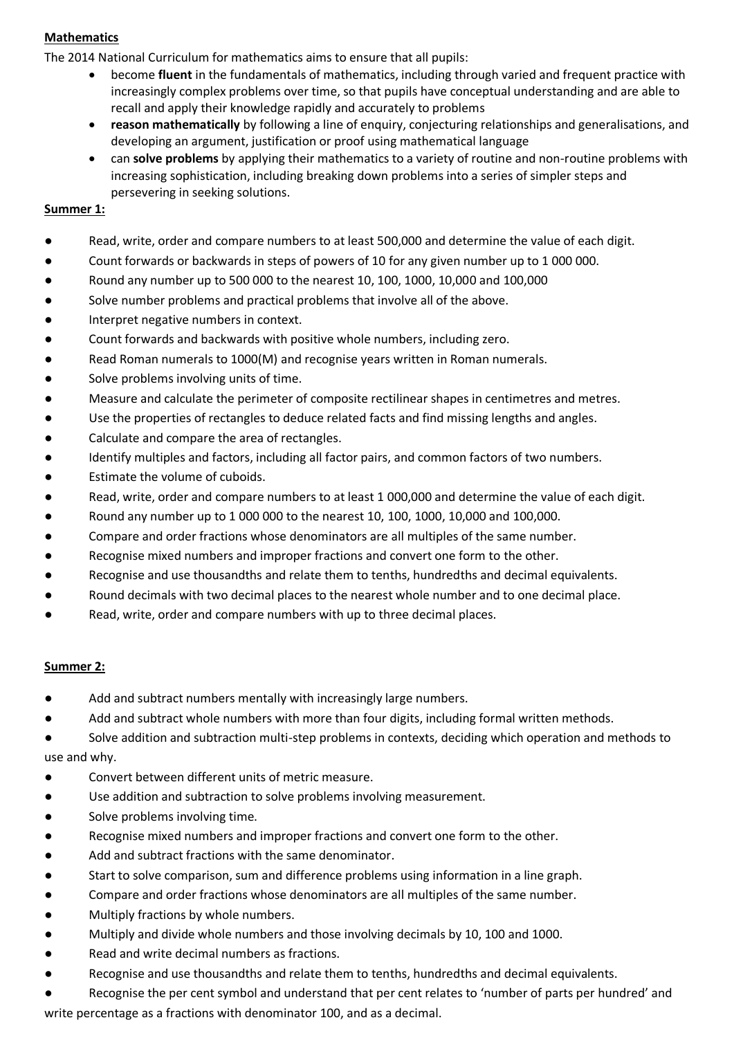**Mathematics**

The 2014 National Curriculum for mathematics aims to ensure that all pupils:

- become **fluent** in the fundamentals of mathematics, including through varied and frequent practice with increasingly complex problems over time, so that pupils have conceptual understanding and are able to recall and apply their knowledge rapidly and accurately to problems
- **reason mathematically** by following a line of enquiry, conjecturing relationships and generalisations, and developing an argument, justification or proof using mathematical language
- can **solve problems** by applying their mathematics to a variety of routine and non-routine problems with increasing sophistication, including breaking down problems into a series of simpler steps and persevering in seeking solutions.

**Summer 1:**

- Read, write, order and compare numbers to at least 500,000 and determine the value of each digit.
- Count forwards or backwards in steps of powers of 10 for any given number up to 1 000 000.
- Round any number up to 500 000 to the nearest 10, 100, 1000, 10,000 and 100,000
- Solve number problems and practical problems that involve all of the above.
- Interpret negative numbers in context.
- Count forwards and backwards with positive whole numbers, including zero.
- Read Roman numerals to 1000(M) and recognise years written in Roman numerals.
- Solve problems involving units of time.
- Measure and calculate the perimeter of composite rectilinear shapes in centimetres and metres.
- Use the properties of rectangles to deduce related facts and find missing lengths and angles.
- Calculate and compare the area of rectangles.
- Identify multiples and factors, including all factor pairs, and common factors of two numbers.
- Estimate the volume of cuboids.
- Read, write, order and compare numbers to at least 1 000,000 and determine the value of each digit.
- Round any number up to 1 000 000 to the nearest 10, 100, 1000, 10,000 and 100,000.
- Compare and order fractions whose denominators are all multiples of the same number.
- Recognise mixed numbers and improper fractions and convert one form to the other.
- Recognise and use thousandths and relate them to tenths, hundredths and decimal equivalents.
- Round decimals with two decimal places to the nearest whole number and to one decimal place.
- Read, write, order and compare numbers with up to three decimal places.

**Summer 2:**

- Add and subtract numbers mentally with increasingly large numbers.
- Add and subtract whole numbers with more than four digits, including formal written methods.
- Solve addition and subtraction multi-step problems in contexts, deciding which operation and methods to use and why.
- Convert between different units of metric measure.
- Use addition and subtraction to solve problems involving measurement.
- Solve problems involving time.
- Recognise mixed numbers and improper fractions and convert one form to the other.
- Add and subtract fractions with the same denominator.
- Start to solve comparison, sum and difference problems using information in a line graph.
- Compare and order fractions whose denominators are all multiples of the same number.
- Multiply fractions by whole numbers.
- Multiply and divide whole numbers and those involving decimals by 10, 100 and 1000.
- Read and write decimal numbers as fractions.
- Recognise and use thousandths and relate them to tenths, hundredths and decimal equivalents.
- Recognise the per cent symbol and understand that per cent relates to 'number of parts per hundred' and write percentage as a fractions with denominator 100, and as a decimal.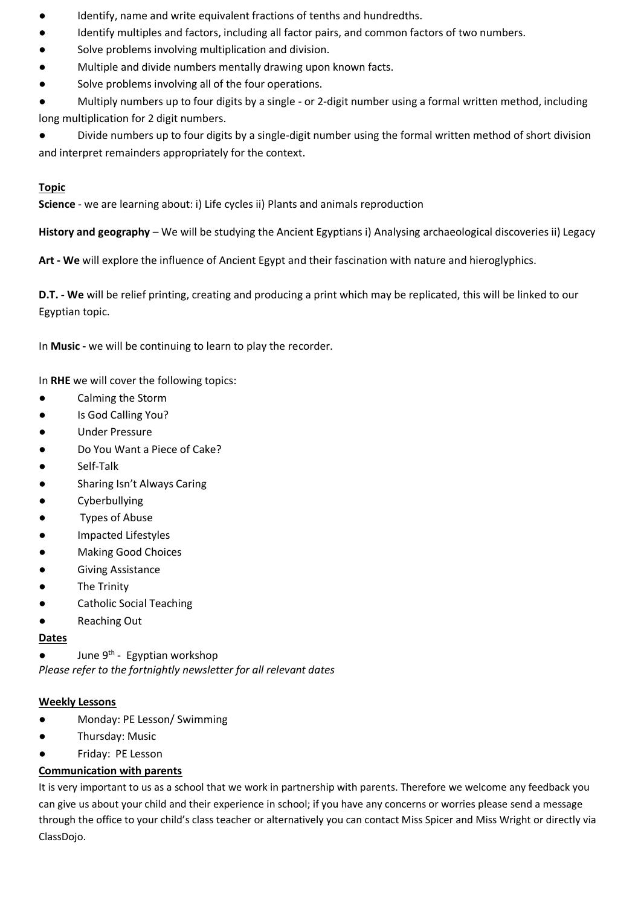- Identify, name and write equivalent fractions of tenths and hundredths.
- Identify multiples and factors, including all factor pairs, and common factors of two numbers.
- Solve problems involving multiplication and division.
- Multiple and divide numbers mentally drawing upon known facts.
- Solve problems involving all of the four operations.
- Multiply numbers up to four digits by a single - or 2-digit number using a formal written method, including long multiplication for 2 digit numbers.
- Divide numbers up to four digits by a single-digit number using the formal written method of short division and interpret remainders appropriately for the context.

**Topic**

**Science** - we are learning about: i) Life cycles ii) Plants and animals reproduction

**History and geography** – We will be studying the Ancient Egyptians i) Analysing archaeological discoveries ii) Legacy

**Art - We** will explore the influence of Ancient Egypt and their fascination with nature and hieroglyphics.

**D.T. - We** will be relief printing, creating and producing a print which may be replicated, this will be linked to our Egyptian topic.

In **Music -** we will be continuing to learn to play the recorder.

In **RHE** we will cover the following topics:

- Calming the Storm
- Is God Calling You?
- Under Pressure
- Do You Want a Piece of Cake?
- Self-Talk
- Sharing Isn't Always Caring
- Cyberbullying
- Types of Abuse
- Impacted Lifestyles
- Making Good Choices
- Giving Assistance
- The Trinity
- Catholic Social Teaching
- Reaching Out

**Dates**

- June 9th - Egyptian workshop

*Please refer to the fortnightly newsletter for all relevant dates*

**Weekly Lessons**

- Monday: PE Lesson/ Swimming
- Thursday: Music
- Friday: PE Lesson

**Communication with parents**

It is very important to us as a school that we work in partnership with parents. Therefore we welcome any feedback you can give us about your child and their experience in school; if you have any concerns or worries please send a message through the office to your child's class teacher or alternatively you can contact Miss Spicer and Miss Wright or directly via ClassDojo.